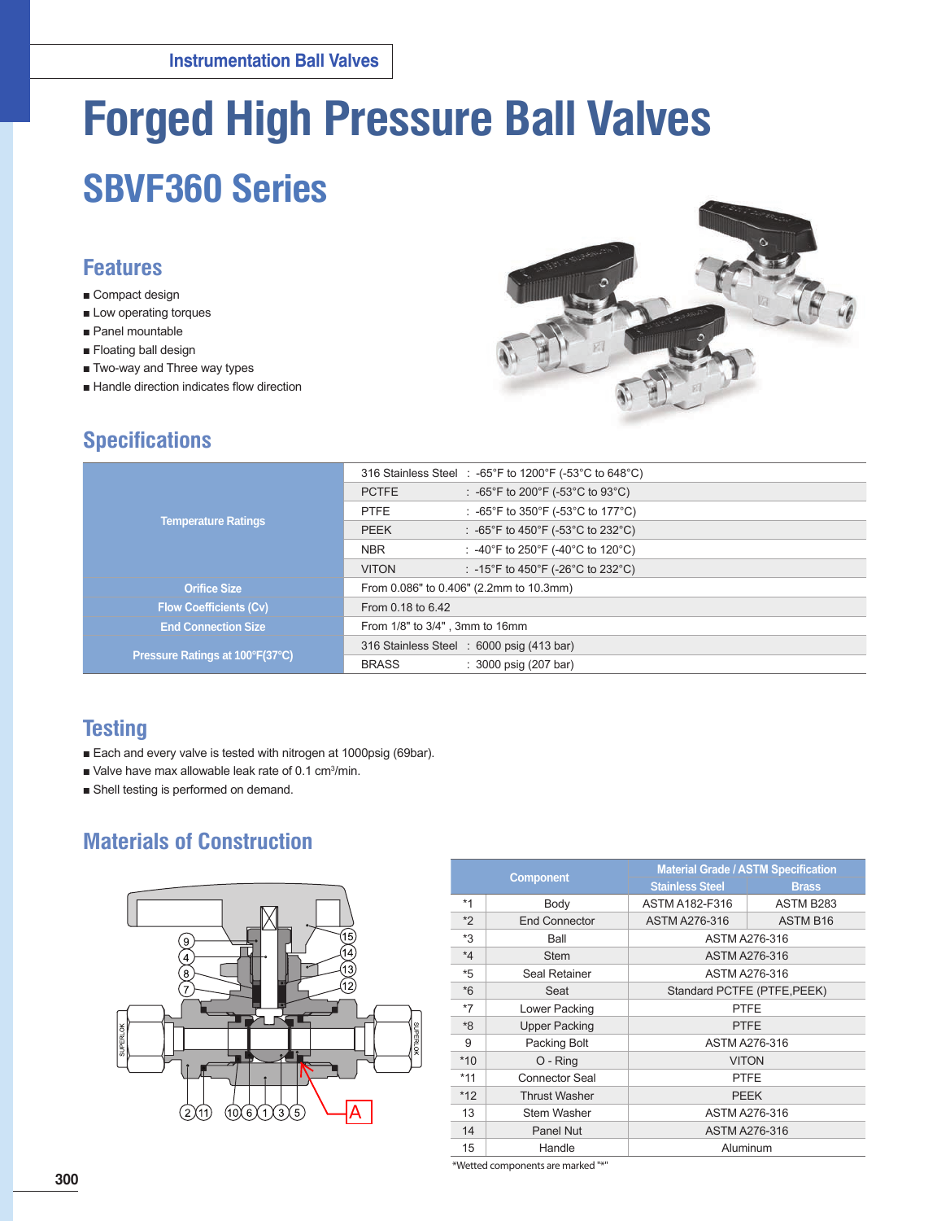Instrumentation Ball Valves

# Forged High Pressure Ball Valves

## SBVF360 Series

### Features

- ■ Compact design
- ■ Low operating torques
- ■ Panel mountable
- ■ Floating ball design
- ■ Two-way and Three way types
- ■ Handle direction indicates flow direction

### Specifications

| | | |
|---|---|---|
| Temperature Ratings | 316 Stainless Steel | : -65°F to 1200°F (-53°C to 648°C) |
| | PCTFE | : -65°F to 200°F (-53°C to 93°C) |
| | PTFE | : -65°F to 350°F (-53°C to 177°C) |
| | PEEK | : -65°F to 450°F (-53°C to 232°C) |
| | NBR | : -40°F to 250°F (-40°C to 120°C) |
| | VITON | : -15°F to 450°F (-26°C to 232°C) |
| Orifice Size | From 0.086" to 0.406" (2.2mm to 10.3mm) | |
| Flow Coefficients (Cv) | From 0.18 to 6.42 | |
| End Connection Size | From 1/8" to 3/4" , 3mm to 16mm | |
| Pressure Ratings at 100°F(37°C) | 316 Stainless Steel | : 6000 psig (413 bar) |
| | BRASS | : 3000 psig (207 bar) |

### Testing

- ■ Each and every valve is tested with nitrogen at 1000psig (69bar).
- ■ Valve have max allowable leak rate of 0.1 cm³/min.
- ■ Shell testing is performed on demand.

### Materials of Construction

| | Component | Material Grade / ASTM Specification | |
|---|---|---|---|
| | | Stainless Steel | Brass |
| *1 | Body | ASTM A182-F316 | ASTM B283 |
| *2 | End Connector | ASTM A276-316 | ASTM B16 |
| *3 | Ball | ASTM A276-316 | |
| *4 | Stem | ASTM A276-316 | |
| *5 | Seal Retainer | ASTM A276-316 | |
| *6 | Seat | Standard PCTFE (PTFE,PEEK) | |
| *7 | Lower Packing | PTFE | |
| *8 | Upper Packing | PTFE | |
| 9 | Packing Bolt | ASTM A276-316 | |
| *10 | O - Ring | VITON | |
| *11 | Connector Seal | PTFE | |
| *12 | Thrust Washer | PEEK | |
| 13 | Stem Washer | ASTM A276-316 | |
| 14 | Panel Nut | ASTM A276-316 | |
| 15 | Handle | Aluminum | |

*Wetted components are marked "*"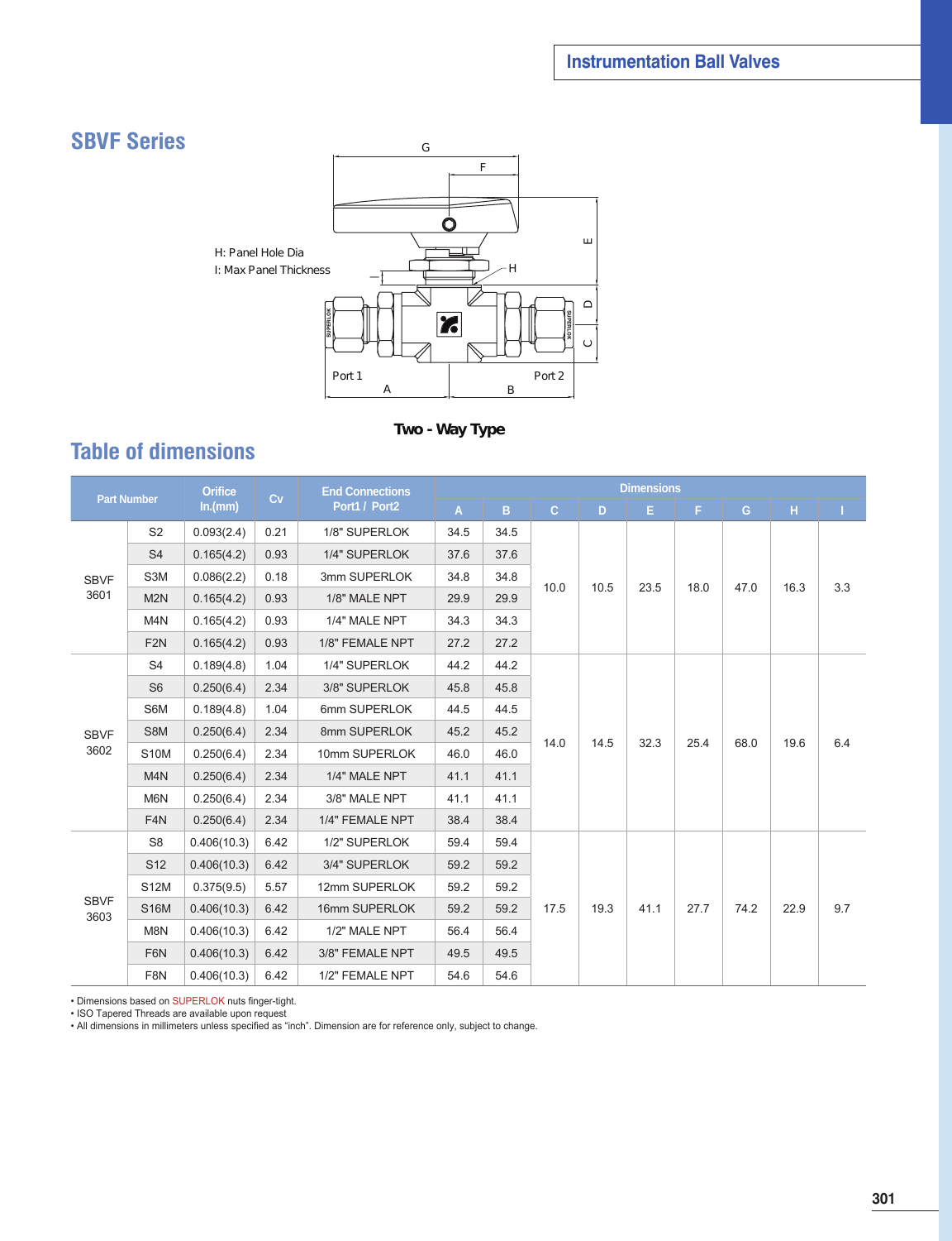## SBVF Series

H: Panel Hole Dia
I: Max Panel Thickness

Two - Way Type

## Table of dimensions

| Part Number | | Orifice In.(mm) | Cv | End Connections Port1 / Port2 | Dimensions | | | | | | | | |
|---|---|---|---|---|---|---|---|---|---|---|---|---|---|
| | | | | | A | B | C | D | E | F | G | H | I |
| SBVF 3601 | S2 | 0.093(2.4) | 0.21 | 1/8" SUPERLOK | 34.5 | 34.5 | 10.0 | 10.5 | 23.5 | 18.0 | 47.0 | 16.3 | 3.3 |
| | S4 | 0.165(4.2) | 0.93 | 1/4" SUPERLOK | 37.6 | 37.6 | | | | | | | |
| | S3M | 0.086(2.2) | 0.18 | 3mm SUPERLOK | 34.8 | 34.8 | | | | | | | |
| | M2N | 0.165(4.2) | 0.93 | 1/8" MALE NPT | 29.9 | 29.9 | | | | | | | |
| | M4N | 0.165(4.2) | 0.93 | 1/4" MALE NPT | 34.3 | 34.3 | | | | | | | |
| | F2N | 0.165(4.2) | 0.93 | 1/8" FEMALE NPT | 27.2 | 27.2 | | | | | | | |
| SBVF 3602 | S4 | 0.189(4.8) | 1.04 | 1/4" SUPERLOK | 44.2 | 44.2 | 14.0 | 14.5 | 32.3 | 25.4 | 68.0 | 19.6 | 6.4 |
| | S6 | 0.250(6.4) | 2.34 | 3/8" SUPERLOK | 45.8 | 45.8 | | | | | | | |
| | S6M | 0.189(4.8) | 1.04 | 6mm SUPERLOK | 44.5 | 44.5 | | | | | | | |
| | S8M | 0.250(6.4) | 2.34 | 8mm SUPERLOK | 45.2 | 45.2 | | | | | | | |
| | S10M | 0.250(6.4) | 2.34 | 10mm SUPERLOK | 46.0 | 46.0 | | | | | | | |
| | M4N | 0.250(6.4) | 2.34 | 1/4" MALE NPT | 41.1 | 41.1 | | | | | | | |
| | M6N | 0.250(6.4) | 2.34 | 3/8" MALE NPT | 41.1 | 41.1 | | | | | | | |
| | F4N | 0.250(6.4) | 2.34 | 1/4" FEMALE NPT | 38.4 | 38.4 | | | | | | | |
| SBVF 3603 | S8 | 0.406(10.3) | 6.42 | 1/2" SUPERLOK | 59.4 | 59.4 | 17.5 | 19.3 | 41.1 | 27.7 | 74.2 | 22.9 | 9.7 |
| | S12 | 0.406(10.3) | 6.42 | 3/4" SUPERLOK | 59.2 | 59.2 | | | | | | | |
| | S12M | 0.375(9.5) | 5.57 | 12mm SUPERLOK | 59.2 | 59.2 | | | | | | | |
| | S16M | 0.406(10.3) | 6.42 | 16mm SUPERLOK | 59.2 | 59.2 | | | | | | | |
| | M8N | 0.406(10.3) | 6.42 | 1/2" MALE NPT | 56.4 | 56.4 | | | | | | | |
| | F6N | 0.406(10.3) | 6.42 | 3/8" FEMALE NPT | 49.5 | 49.5 | | | | | | | |
| | F8N | 0.406(10.3) | 6.42 | 1/2" FEMALE NPT | 54.6 | 54.6 | | | | | | | |

- Dimensions based on SUPERLOK nuts finger-tight.
- ISO Tapered Threads are available upon request
- All dimensions in millimeters unless specified as “inch”. Dimension are for reference only, subject to change.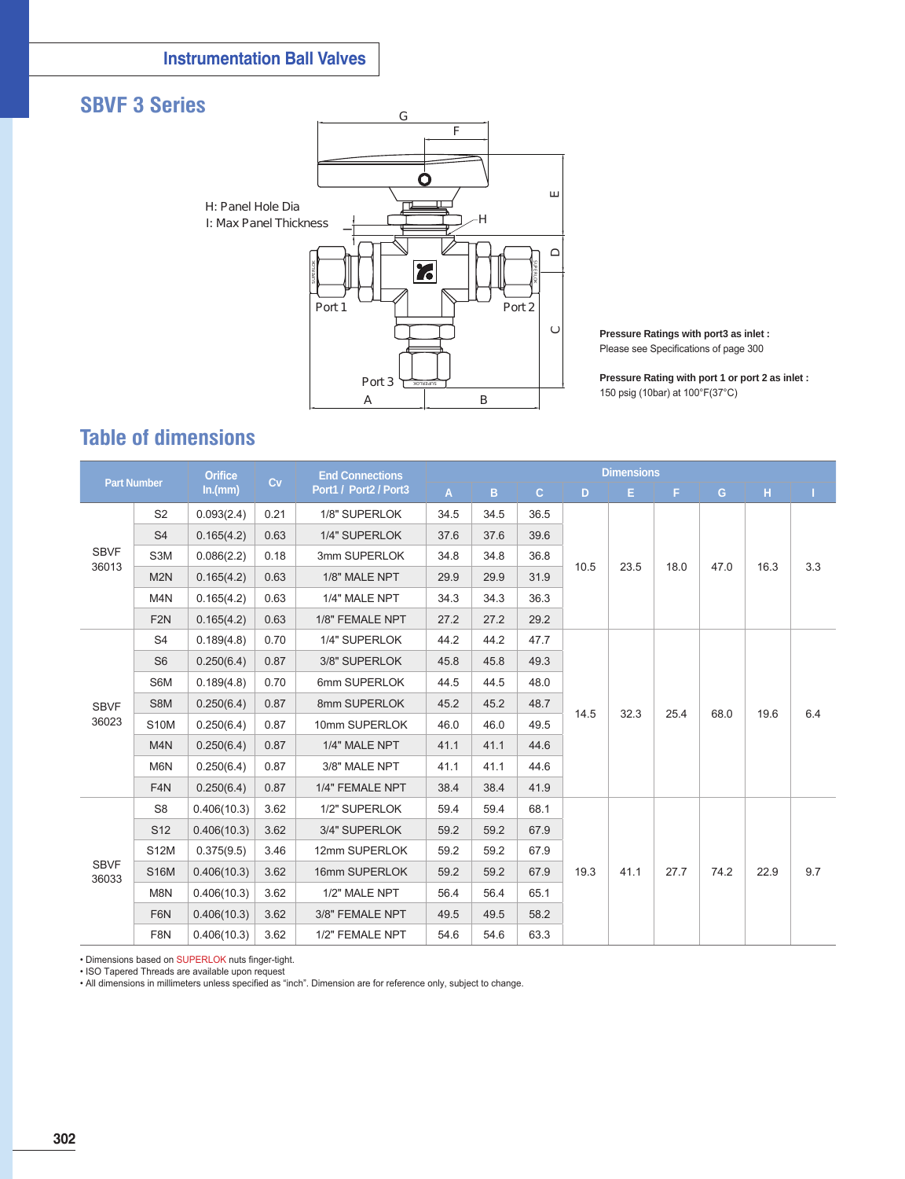## Instrumentation Ball Valves

# SBVF 3 Series

H: Panel Hole Dia
I: Max Panel Thickness

Port 1
Port 2
Port 3

**Pressure Ratings with port3 as inlet :**
Please see Specifications of page 300

**Pressure Rating with port 1 or port 2 as inlet :**
150 psig (10bar) at 100°F(37°C)

## Table of dimensions

| Part Number | | Orifice In.(mm) | Cv | End Connections Port1 / Port2 / Port3 | Dimensions | | | | | | | | |
|---|---|---|---|---|---|---|---|---|---|---|---|---|---|
| | | | | | A | B | C | D | E | F | G | H | I |
| SBVF 36013 | S2 | 0.093(2.4) | 0.21 | 1/8" SUPERLOK | 34.5 | 34.5 | 36.5 | 10.5 | 23.5 | 18.0 | 47.0 | 16.3 | 3.3 |
| | S4 | 0.165(4.2) | 0.63 | 1/4" SUPERLOK | 37.6 | 37.6 | 39.6 | | | | | | |
| | S3M | 0.086(2.2) | 0.18 | 3mm SUPERLOK | 34.8 | 34.8 | 36.8 | | | | | | |
| | M2N | 0.165(4.2) | 0.63 | 1/8" MALE NPT | 29.9 | 29.9 | 31.9 | | | | | | |
| | M4N | 0.165(4.2) | 0.63 | 1/4" MALE NPT | 34.3 | 34.3 | 36.3 | | | | | | |
| | F2N | 0.165(4.2) | 0.63 | 1/8" FEMALE NPT | 27.2 | 27.2 | 29.2 | | | | | | |
| SBVF 36023 | S4 | 0.189(4.8) | 0.70 | 1/4" SUPERLOK | 44.2 | 44.2 | 47.7 | 14.5 | 32.3 | 25.4 | 68.0 | 19.6 | 6.4 |
| | S6 | 0.250(6.4) | 0.87 | 3/8" SUPERLOK | 45.8 | 45.8 | 49.3 | | | | | | |
| | S6M | 0.189(4.8) | 0.70 | 6mm SUPERLOK | 44.5 | 44.5 | 48.0 | | | | | | |
| | S8M | 0.250(6.4) | 0.87 | 8mm SUPERLOK | 45.2 | 45.2 | 48.7 | | | | | | |
| | S10M | 0.250(6.4) | 0.87 | 10mm SUPERLOK | 46.0 | 46.0 | 49.5 | | | | | | |
| | M4N | 0.250(6.4) | 0.87 | 1/4" MALE NPT | 41.1 | 41.1 | 44.6 | | | | | | |
| | M6N | 0.250(6.4) | 0.87 | 3/8" MALE NPT | 41.1 | 41.1 | 44.6 | | | | | | |
| | F4N | 0.250(6.4) | 0.87 | 1/4" FEMALE NPT | 38.4 | 38.4 | 41.9 | | | | | | |
| SBVF 36033 | S8 | 0.406(10.3) | 3.62 | 1/2" SUPERLOK | 59.4 | 59.4 | 68.1 | 19.3 | 41.1 | 27.7 | 74.2 | 22.9 | 9.7 |
| | S12 | 0.406(10.3) | 3.62 | 3/4" SUPERLOK | 59.2 | 59.2 | 67.9 | | | | | | |
| | S12M | 0.375(9.5) | 3.46 | 12mm SUPERLOK | 59.2 | 59.2 | 67.9 | | | | | | |
| | S16M | 0.406(10.3) | 3.62 | 16mm SUPERLOK | 59.2 | 59.2 | 67.9 | | | | | | |
| | M8N | 0.406(10.3) | 3.62 | 1/2" MALE NPT | 56.4 | 56.4 | 65.1 | | | | | | |
| | F6N | 0.406(10.3) | 3.62 | 3/8" FEMALE NPT | 49.5 | 49.5 | 58.2 | | | | | | |
| | F8N | 0.406(10.3) | 3.62 | 1/2" FEMALE NPT | 54.6 | 54.6 | 63.3 | | | | | | |

- Dimensions based on SUPERLOK nuts finger-tight.
- ISO Tapered Threads are available upon request
- All dimensions in millimeters unless specified as "inch". Dimension are for reference only, subject to change.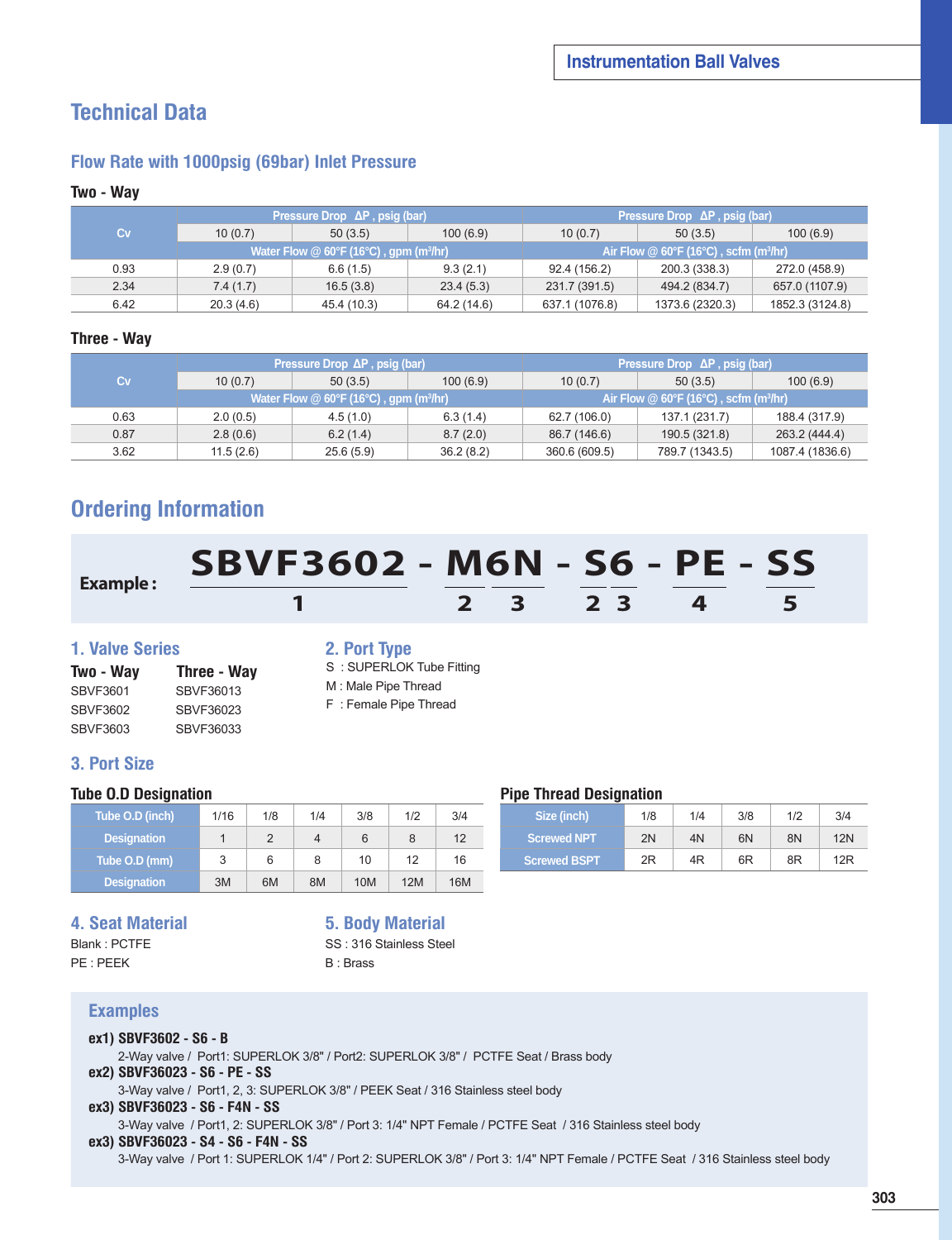## Technical Data

### Flow Rate with 1000psig (69bar) Inlet Pressure

**Two - Way**

| Cv | Pressure Drop ΔP , psig (bar) | | | Pressure Drop ΔP , psig (bar) | | |
|---|---|---|---|---|---|---|
| | 10 (0.7) | 50 (3.5) | 100 (6.9) | 10 (0.7) | 50 (3.5) | 100 (6.9) |
| | Water Flow @ 60°F (16°C) , gpm ($m^3$/hr) | | | Air Flow @ 60°F (16°C) , scfm ($m^3$/hr) | | |
| 0.93 | 2.9 (0.7) | 6.6 (1.5) | 9.3 (2.1) | 92.4 (156.2) | 200.3 (338.3) | 272.0 (458.9) |
| 2.34 | 7.4 (1.7) | 16.5 (3.8) | 23.4 (5.3) | 231.7 (391.5) | 494.2 (834.7) | 657.0 (1107.9) |
| 6.42 | 20.3 (4.6) | 45.4 (10.3) | 64.2 (14.6) | 637.1 (1076.8) | 1373.6 (2320.3) | 1852.3 (3124.8) |

**Three - Way**

| Cv | Pressure Drop ΔP , psig (bar) | | | Pressure Drop ΔP , psig (bar) | | |
|---|---|---|---|---|---|---|
| | 10 (0.7) | 50 (3.5) | 100 (6.9) | 10 (0.7) | 50 (3.5) | 100 (6.9) |
| | Water Flow @ 60°F (16°C) , gpm ($m^3$/hr) | | | Air Flow @ 60°F (16°C) , scfm ($m^3$/hr) | | |
| 0.63 | 2.0 (0.5) | 4.5 (1.0) | 6.3 (1.4) | 62.7 (106.0) | 137.1 (231.7) | 188.4 (317.9) |
| 0.87 | 2.8 (0.6) | 6.2 (1.4) | 8.7 (2.0) | 86.7 (146.6) | 190.5 (321.8) | 263.2 (444.4) |
| 3.62 | 11.5 (2.6) | 25.6 (5.9) | 36.2 (8.2) | 360.6 (609.5) | 789.7 (1343.5) | 1087.4 (1836.6) |

## Ordering Information

**Example :** SBVF3602 - M6N - S6 - PE - SS

SBVF3602 (1) - M (2) 6N (3) - S (2) 6 (3) - PE (4) - SS (5)

### 1. Valve Series

| Two - Way | Three - Way |
|---|---|
| SBVF3601 | SBVF36013 |
| SBVF3602 | SBVF36023 |
| SBVF3603 | SBVF36033 |

### 2. Port Type

S : SUPERLOK Tube Fitting
M : Male Pipe Thread
F : Female Pipe Thread

### 3. Port Size

**Tube O.D Designation**

| Tube O.D (inch) | 1/16 | 1/8 | 1/4 | 3/8 | 1/2 | 3/4 |
|---|---|---|---|---|---|---|
| Designation | 1 | 2 | 4 | 6 | 8 | 12 |
| Tube O.D (mm) | 3 | 6 | 8 | 10 | 12 | 16 |
| Designation | 3M | 6M | 8M | 10M | 12M | 16M |

**Pipe Thread Designation**

| Size (inch) | 1/8 | 1/4 | 3/8 | 1/2 | 3/4 |
|---|---|---|---|---|---|
| Screwed NPT | 2N | 4N | 6N | 8N | 12N |
| Screwed BSPT | 2R | 4R | 6R | 8R | 12R |

### 4. Seat Material

Blank : PCTFE
PE : PEEK

### 5. Body Material

SS : 316 Stainless Steel
B : Brass

### Examples

**ex1) SBVF3602 - S6 - B**
2-Way valve / Port1: SUPERLOK 3/8" / Port2: SUPERLOK 3/8" / PCTFE Seat / Brass body

**ex2) SBVF36023 - S6 - PE - SS**
3-Way valve / Port1, 2, 3: SUPERLOK 3/8" / PEEK Seat / 316 Stainless steel body

**ex3) SBVF36023 - S6 - F4N - SS**
3-Way valve / Port1, 2: SUPERLOK 3/8" / Port 3: 1/4" NPT Female / PCTFE Seat / 316 Stainless steel body

**ex3) SBVF36023 - S4 - S6 - F4N - SS**
3-Way valve / Port 1: SUPERLOK 1/4" / Port 2: SUPERLOK 3/8" / Port 3: 1/4" NPT Female / PCTFE Seat / 316 Stainless steel body